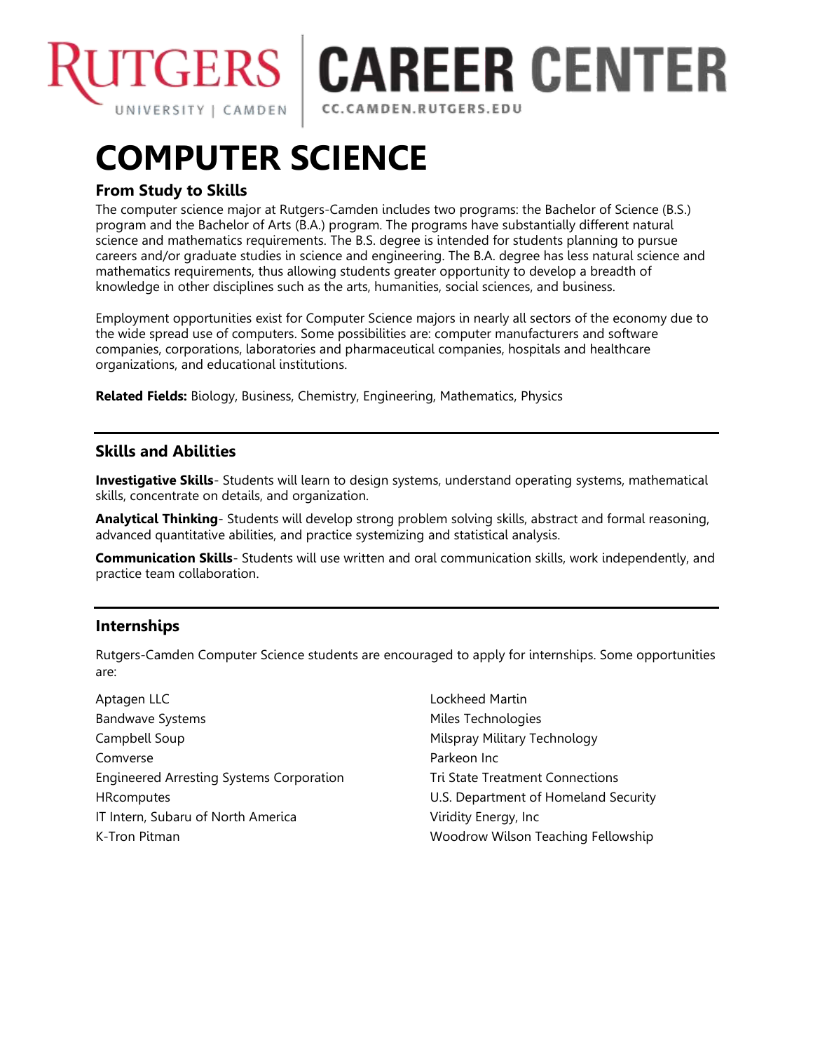# COMPUTER SCIENCE

### From Study to Skills

The computer science major at Rutgers-Camden includes two programs: the Bachelor of Science (B.S.) program and the Bachelor of Arts (B.A.) program. The programs have substantially different natural science and mathematics requirements. The B.S. degree is intended for students planning to pursue careers and/or graduate studies in science and engineering. The B.A. degree has less natural science and mathematics requirements, thus allowing students greater opportunity to develop a breadth of knowledge in other disciplines such as the arts, humanities, social sciences, and business.

Employment opportunities exist for Computer Science majors in nearly all sectors of the economy due to the wide spread use of computers. Some possibilities are: computer manufacturers and software companies, corporations, laboratories and pharmaceutical companies, hospitals and healthcare organizations, and educational institutions.

**Related Fields:** Biology, Business, Chemistry, Engineering, Mathematics, Physics

---

### Skills and Abilities

**Investigative Skills**- Students will learn to design systems, understand operating systems, mathematical skills, concentrate on details, and organization.

**Analytical Thinking**- Students will develop strong problem solving skills, abstract and formal reasoning, advanced quantitative abilities, and practice systemizing and statistical analysis.

**Communication Skills**- Students will use written and oral communication skills, work independently, and practice team collaboration.

---

### Internships

Rutgers-Camden Computer Science students are encouraged to apply for internships. Some opportunities are:

- Aptagen LLC
- Bandwave Systems
- Campbell Soup
- Comverse
- Engineered Arresting Systems Corporation
- HRcomputes
- IT Intern, Subaru of North America
- K-Tron Pitman
- Lockheed Martin
- Miles Technologies
- Milspray Military Technology
- Parkeon Inc
- Tri State Treatment Connections
- U.S. Department of Homeland Security
- Viridity Energy, Inc
- Woodrow Wilson Teaching Fellowship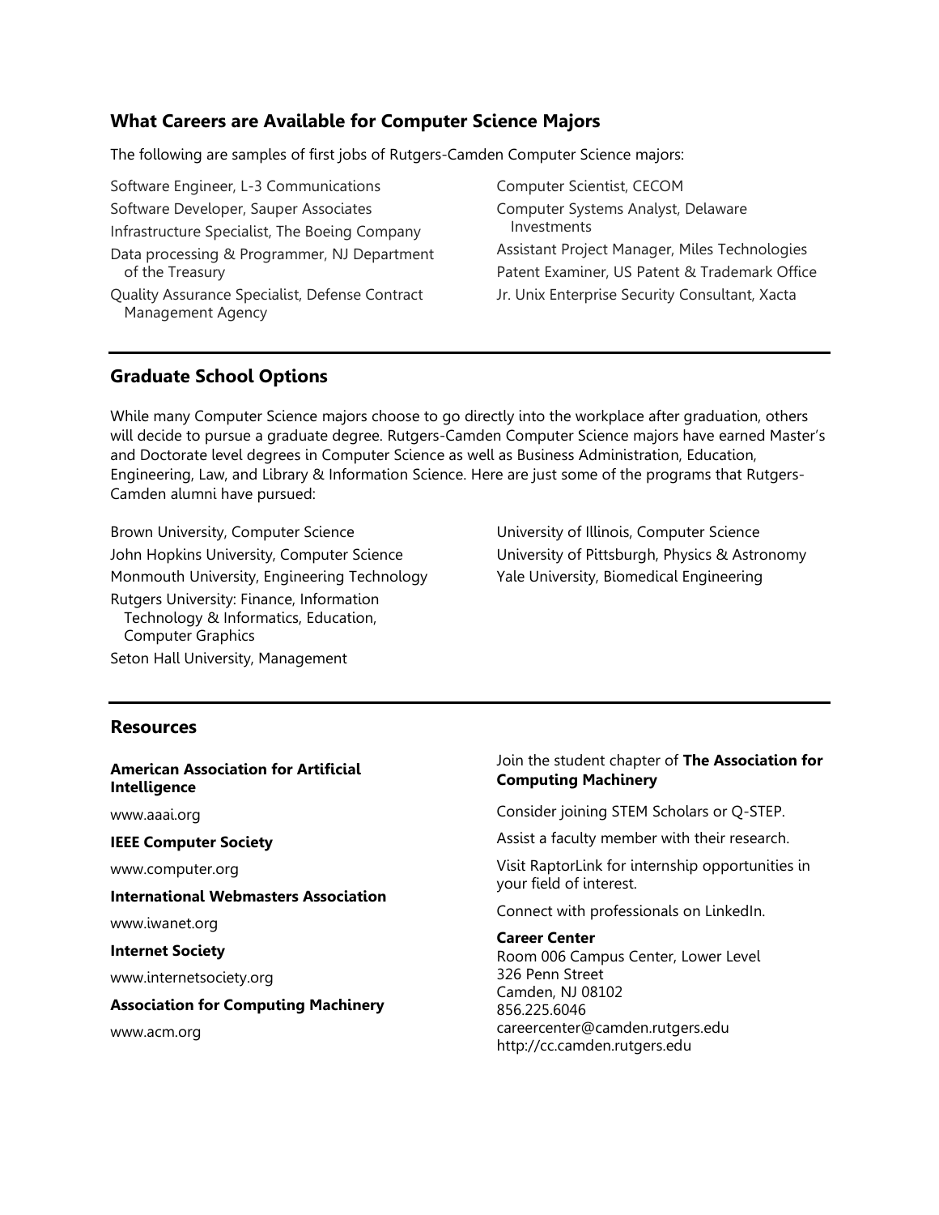## What Careers are Available for Computer Science Majors

The following are samples of first jobs of Rutgers-Camden Computer Science majors:

- Software Engineer, L-3 Communications
- Software Developer, Sauper Associates
- Infrastructure Specialist, The Boeing Company
- Data processing & Programmer, NJ Department of the Treasury
- Quality Assurance Specialist, Defense Contract Management Agency
- Computer Scientist, CECOM
- Computer Systems Analyst, Delaware Investments
- Assistant Project Manager, Miles Technologies
- Patent Examiner, US Patent & Trademark Office
- Jr. Unix Enterprise Security Consultant, Xacta

## Graduate School Options

While many Computer Science majors choose to go directly into the workplace after graduation, others will decide to pursue a graduate degree. Rutgers-Camden Computer Science majors have earned Master's and Doctorate level degrees in Computer Science as well as Business Administration, Education, Engineering, Law, and Library & Information Science. Here are just some of the programs that Rutgers-Camden alumni have pursued:

- Brown University, Computer Science
- John Hopkins University, Computer Science
- Monmouth University, Engineering Technology
- Rutgers University: Finance, Information Technology & Informatics, Education, Computer Graphics
- Seton Hall University, Management
- University of Illinois, Computer Science
- University of Pittsburgh, Physics & Astronomy
- Yale University, Biomedical Engineering

## Resources

**American Association for Artificial Intelligence**

www.aaai.org

**IEEE Computer Society**

www.computer.org

**International Webmasters Association**

www.iwanet.org

**Internet Society**

www.internetsociety.org

**Association for Computing Machinery**

www.acm.org

Join the student chapter of **The Association for Computing Machinery**

Consider joining STEM Scholars or Q-STEP.

Assist a faculty member with their research.

Visit RaptorLink for internship opportunities in your field of interest.

Connect with professionals on LinkedIn.

**Career Center**
Room 006 Campus Center, Lower Level
326 Penn Street
Camden, NJ 08102
856.225.6046
careercenter@camden.rutgers.edu
http://cc.camden.rutgers.edu